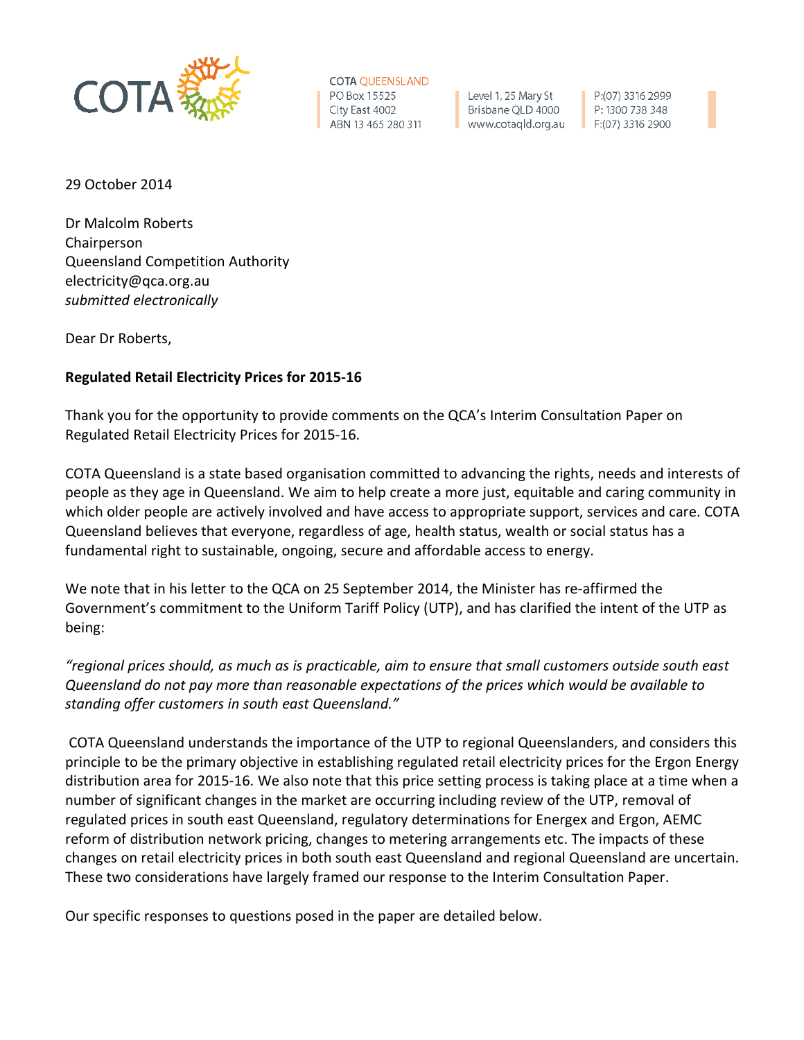COTA QUEENSLAND
PO Box 15525
City East 4002
ABN 13 465 280 311

Level 1, 25 Mary St
Brisbane QLD 4000
www.cotaqld.org.au

P:(07) 3316 2999
P: 1300 738 348
F:(07) 3316 2900

29 October 2014

Dr Malcolm Roberts
Chairperson
Queensland Competition Authority
electricity@qca.org.au
*submitted electronically*

Dear Dr Roberts,

**Regulated Retail Electricity Prices for 2015-16**

Thank you for the opportunity to provide comments on the QCA's Interim Consultation Paper on Regulated Retail Electricity Prices for 2015-16.

COTA Queensland is a state based organisation committed to advancing the rights, needs and interests of people as they age in Queensland. We aim to help create a more just, equitable and caring community in which older people are actively involved and have access to appropriate support, services and care. COTA Queensland believes that everyone, regardless of age, health status, wealth or social status has a fundamental right to sustainable, ongoing, secure and affordable access to energy.

We note that in his letter to the QCA on 25 September 2014, the Minister has re-affirmed the Government's commitment to the Uniform Tariff Policy (UTP), and has clarified the intent of the UTP as being:

*"regional prices should, as much as is practicable, aim to ensure that small customers outside south east Queensland do not pay more than reasonable expectations of the prices which would be available to standing offer customers in south east Queensland."*

COTA Queensland understands the importance of the UTP to regional Queenslanders, and considers this principle to be the primary objective in establishing regulated retail electricity prices for the Ergon Energy distribution area for 2015-16. We also note that this price setting process is taking place at a time when a number of significant changes in the market are occurring including review of the UTP, removal of regulated prices in south east Queensland, regulatory determinations for Energex and Ergon, AEMC reform of distribution network pricing, changes to metering arrangements etc. The impacts of these changes on retail electricity prices in both south east Queensland and regional Queensland are uncertain. These two considerations have largely framed our response to the Interim Consultation Paper.

Our specific responses to questions posed in the paper are detailed below.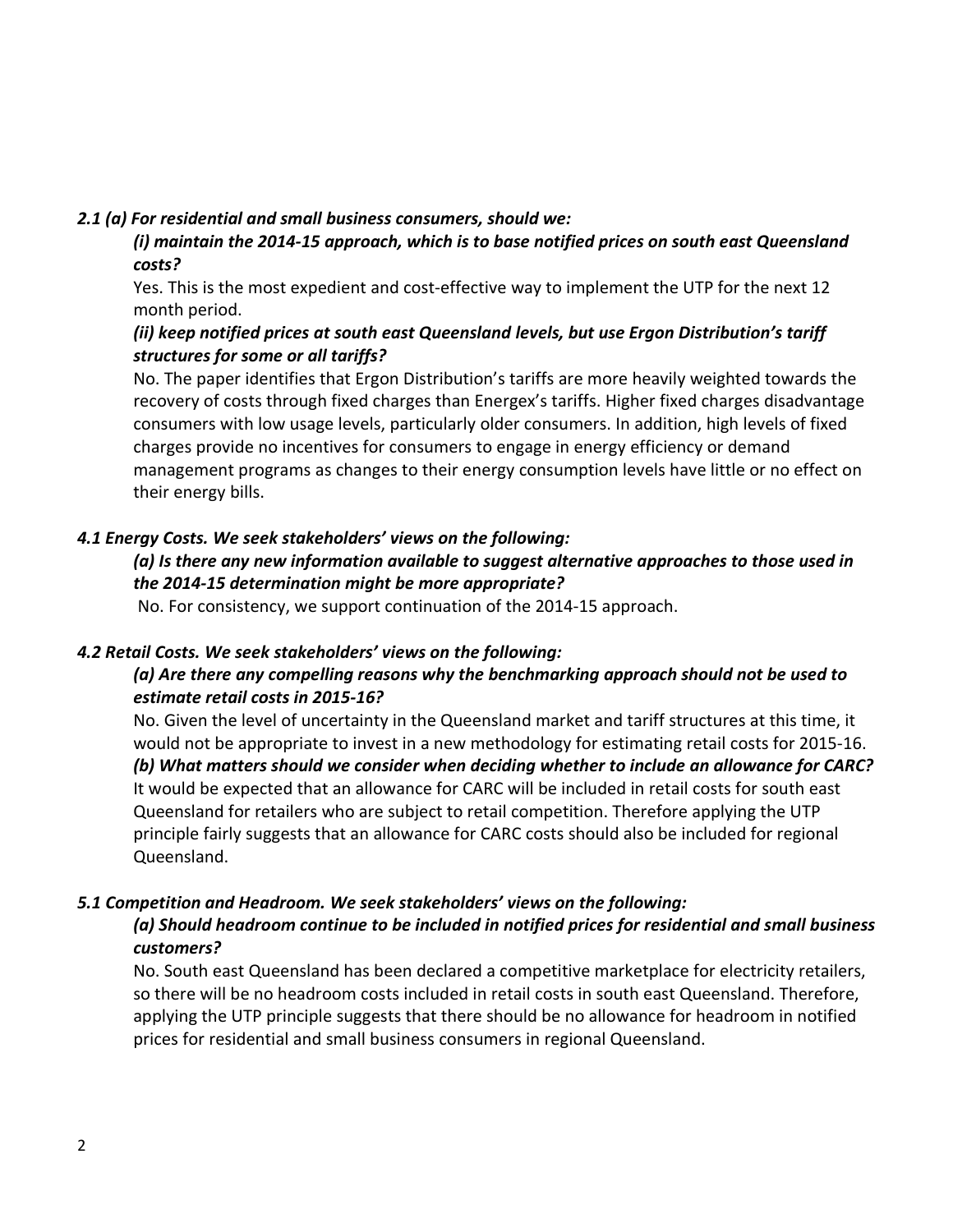***2.1 (a) For residential and small business consumers, should we:***

***(i) maintain the 2014-15 approach, which is to base notified prices on south east Queensland costs?***

Yes. This is the most expedient and cost-effective way to implement the UTP for the next 12 month period.

***(ii) keep notified prices at south east Queensland levels, but use Ergon Distribution's tariff structures for some or all tariffs?***

No. The paper identifies that Ergon Distribution's tariffs are more heavily weighted towards the recovery of costs through fixed charges than Energex's tariffs. Higher fixed charges disadvantage consumers with low usage levels, particularly older consumers. In addition, high levels of fixed charges provide no incentives for consumers to engage in energy efficiency or demand management programs as changes to their energy consumption levels have little or no effect on their energy bills.

***4.1 Energy Costs. We seek stakeholders' views on the following:***

***(a) Is there any new information available to suggest alternative approaches to those used in the 2014-15 determination might be more appropriate?***

No. For consistency, we support continuation of the 2014-15 approach.

***4.2 Retail Costs. We seek stakeholders' views on the following:***

***(a) Are there any compelling reasons why the benchmarking approach should not be used to estimate retail costs in 2015-16?***

No. Given the level of uncertainty in the Queensland market and tariff structures at this time, it would not be appropriate to invest in a new methodology for estimating retail costs for 2015-16.

***(b) What matters should we consider when deciding whether to include an allowance for CARC?***

It would be expected that an allowance for CARC will be included in retail costs for south east Queensland for retailers who are subject to retail competition. Therefore applying the UTP principle fairly suggests that an allowance for CARC costs should also be included for regional Queensland.

***5.1 Competition and Headroom. We seek stakeholders' views on the following:***

***(a) Should headroom continue to be included in notified prices for residential and small business customers?***

No. South east Queensland has been declared a competitive marketplace for electricity retailers, so there will be no headroom costs included in retail costs in south east Queensland. Therefore, applying the UTP principle suggests that there should be no allowance for headroom in notified prices for residential and small business consumers in regional Queensland.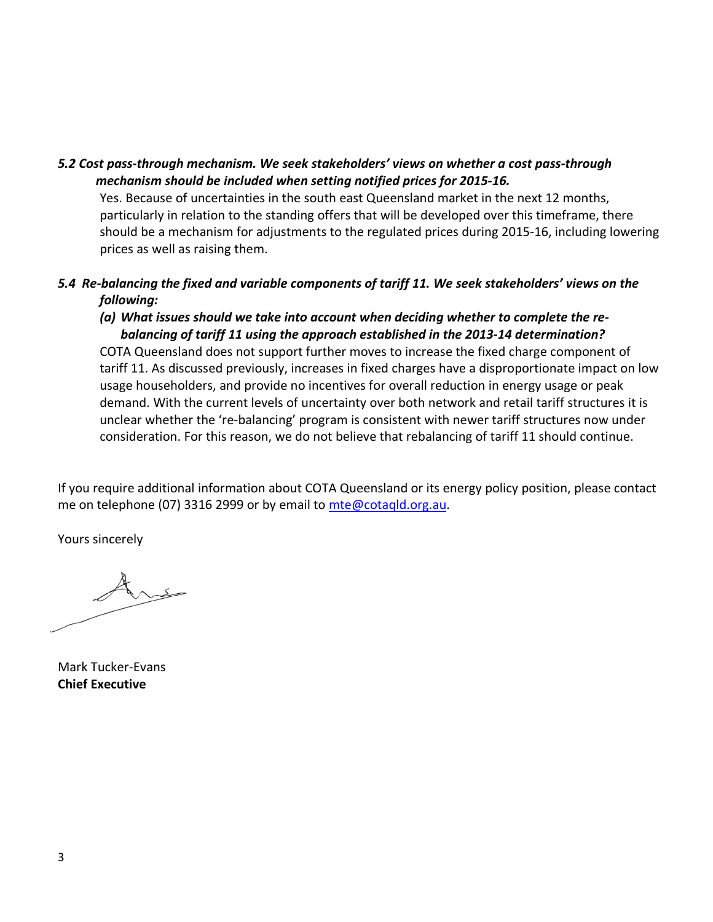***5.2 Cost pass-through mechanism. We seek stakeholders' views on whether a cost pass-through mechanism should be included when setting notified prices for 2015-16.***

Yes. Because of uncertainties in the south east Queensland market in the next 12 months, particularly in relation to the standing offers that will be developed over this timeframe, there should be a mechanism for adjustments to the regulated prices during 2015-16, including lowering prices as well as raising them.

***5.4 Re-balancing the fixed and variable components of tariff 11. We seek stakeholders' views on the following:***

***(a) What issues should we take into account when deciding whether to complete the re-balancing of tariff 11 using the approach established in the 2013-14 determination?***

COTA Queensland does not support further moves to increase the fixed charge component of tariff 11. As discussed previously, increases in fixed charges have a disproportionate impact on low usage householders, and provide no incentives for overall reduction in energy usage or peak demand. With the current levels of uncertainty over both network and retail tariff structures it is unclear whether the 're-balancing' program is consistent with newer tariff structures now under consideration. For this reason, we do not believe that rebalancing of tariff 11 should continue.

If you require additional information about COTA Queensland or its energy policy position, please contact me on telephone (07) 3316 2999 or by email to mte@cotaqld.org.au.

Yours sincerely

Mark Tucker-Evans
**Chief Executive**